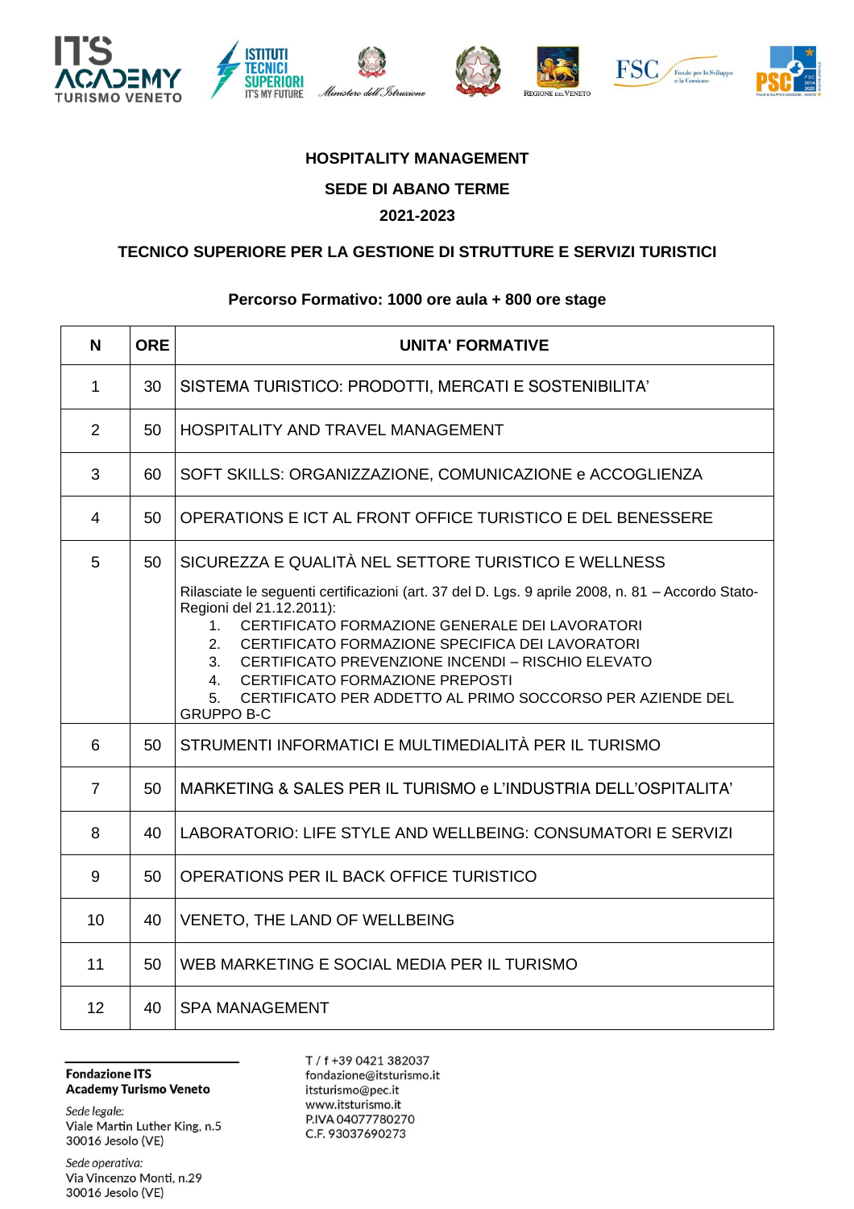**HOSPITALITY MANAGEMENT**

**SEDE DI ABANO TERME**

**2021-2023**

**TECNICO SUPERIORE PER LA GESTIONE DI STRUTTURE E SERVIZI TURISTICI**

**Percorso Formativo: 1000 ore aula + 800 ore stage**

| N | ORE | UNITA' FORMATIVE |
|---|---|---|
| 1 | 30 | SISTEMA TURISTICO: PRODOTTI, MERCATI E SOSTENIBILITA' |
| 2 | 50 | HOSPITALITY AND TRAVEL MANAGEMENT |
| 3 | 60 | SOFT SKILLS: ORGANIZZAZIONE, COMUNICAZIONE e ACCOGLIENZA |
| 4 | 50 | OPERATIONS E ICT AL FRONT OFFICE TURISTICO E DEL BENESSERE |
| 5 | 50 | SICUREZZA E QUALITÀ NEL SETTORE TURISTICO E WELLNESS<br><br>Rilasciate le seguenti certificazioni (art. 37 del D. Lgs. 9 aprile 2008, n. 81 – Accordo Stato-Regioni del 21.12.2011):<br>1. CERTIFICATO FORMAZIONE GENERALE DEI LAVORATORI<br>2. CERTIFICATO FORMAZIONE SPECIFICA DEI LAVORATORI<br>3. CERTIFICATO PREVENZIONE INCENDI – RISCHIO ELEVATO<br>4. CERTIFICATO FORMAZIONE PREPOSTI<br>5. CERTIFICATO PER ADDETTO AL PRIMO SOCCORSO PER AZIENDE DEL GRUPPO B-C |
| 6 | 50 | STRUMENTI INFORMATICI E MULTIMEDIALITÀ PER IL TURISMO |
| 7 | 50 | MARKETING & SALES PER IL TURISMO e L'INDUSTRIA DELL'OSPITALITA' |
| 8 | 40 | LABORATORIO: LIFE STYLE AND WELLBEING: CONSUMATORI E SERVIZI |
| 9 | 50 | OPERATIONS PER IL BACK OFFICE TURISTICO |
| 10 | 40 | VENETO, THE LAND OF WELLBEING |
| 11 | 50 | WEB MARKETING E SOCIAL MEDIA PER IL TURISMO |
| 12 | 40 | SPA MANAGEMENT |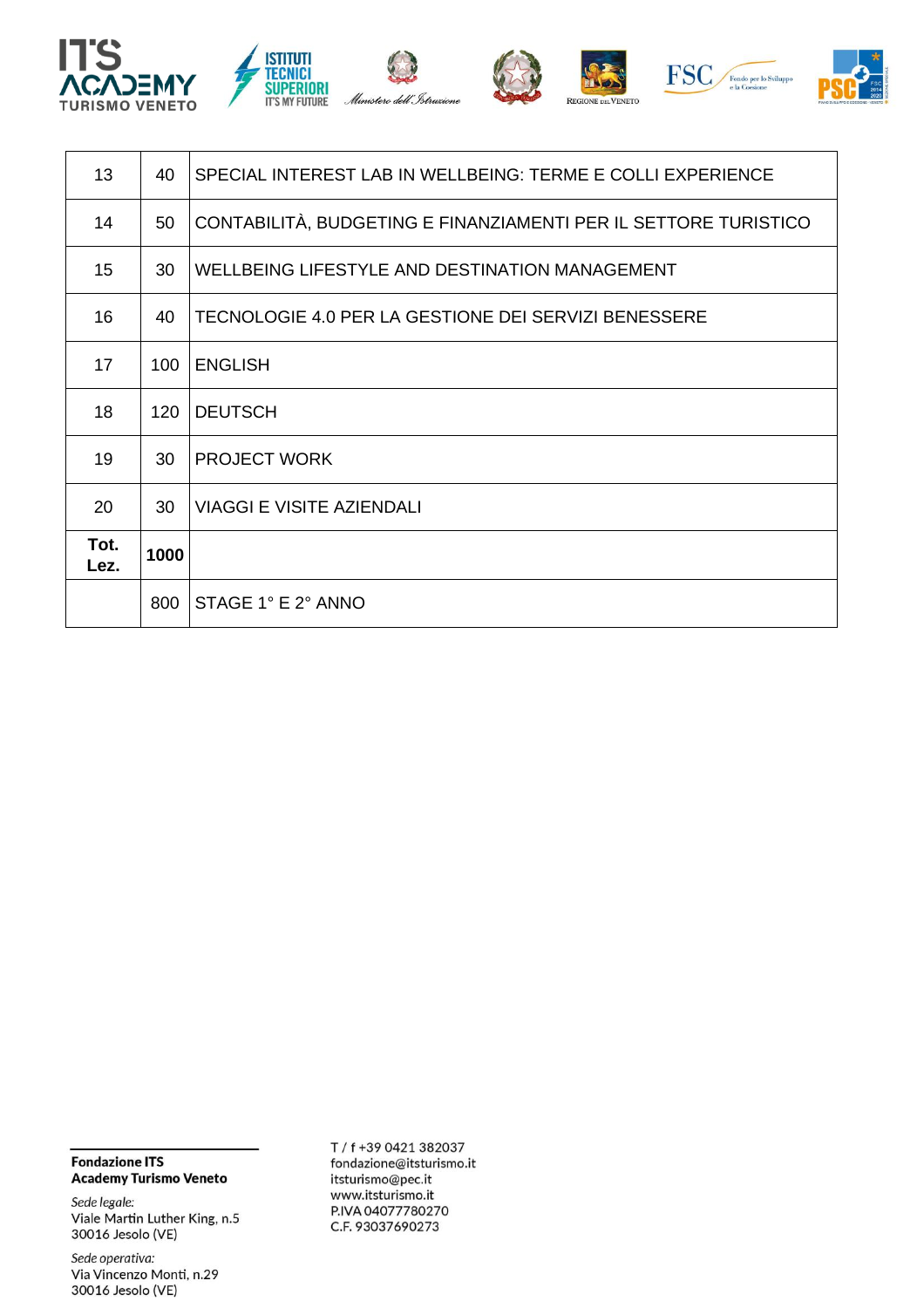| | | |
|---|---|---|
| 13 | 40 | SPECIAL INTEREST LAB IN WELLBEING: TERME E COLLI EXPERIENCE |
| 14 | 50 | CONTABILITÀ, BUDGETING E FINANZIAMENTI PER IL SETTORE TURISTICO |
| 15 | 30 | WELLBEING LIFESTYLE AND DESTINATION MANAGEMENT |
| 16 | 40 | TECNOLOGIE 4.0 PER LA GESTIONE DEI SERVIZI BENESSERE |
| 17 | 100 | ENGLISH |
| 18 | 120 | DEUTSCH |
| 19 | 30 | PROJECT WORK |
| 20 | 30 | VIAGGI E VISITE AZIENDALI |
| **Tot. Lez.** | **1000** | |
| | 800 | STAGE 1° E 2° ANNO |

**Fondazione ITS Academy Turismo Veneto**

*Sede legale:*
Viale Martin Luther King, n.5
30016 Jesolo (VE)

*Sede operativa:*
Via Vincenzo Monti, n.29
30016 Jesolo (VE)

T / f +39 0421 382037
fondazione@itsturismo.it
itsturismo@pec.it
www.itsturismo.it
P.IVA 04077780270
C.F. 93037690273